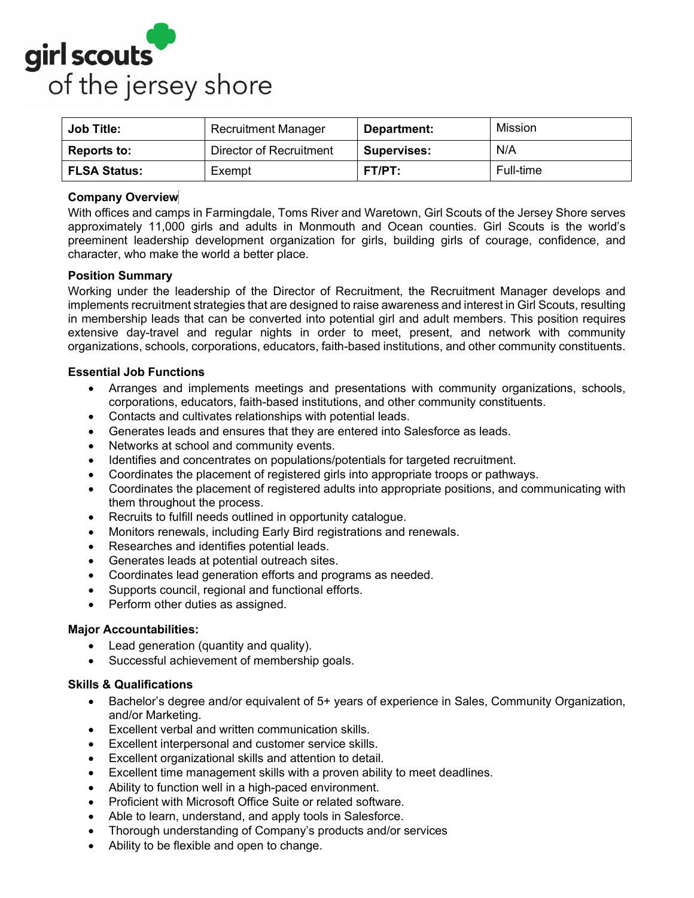girl scouts
of the jersey shore

| Job Title: | Recruitment Manager | Department: | Mission |
|---|---|---|---|
| Reports to: | Director of Recruitment | Supervises: | N/A |
| FLSA Status: | Exempt | FT/PT: | Full-time |

**Company Overview**

With offices and camps in Farmingdale, Toms River and Waretown, Girl Scouts of the Jersey Shore serves approximately 11,000 girls and adults in Monmouth and Ocean counties. Girl Scouts is the world's preeminent leadership development organization for girls, building girls of courage, confidence, and character, who make the world a better place.

**Position Summary**

Working under the leadership of the Director of Recruitment, the Recruitment Manager develops and implements recruitment strategies that are designed to raise awareness and interest in Girl Scouts, resulting in membership leads that can be converted into potential girl and adult members. This position requires extensive day-travel and regular nights in order to meet, present, and network with community organizations, schools, corporations, educators, faith-based institutions, and other community constituents.

**Essential Job Functions**

- Arranges and implements meetings and presentations with community organizations, schools, corporations, educators, faith-based institutions, and other community constituents.
- Contacts and cultivates relationships with potential leads.
- Generates leads and ensures that they are entered into Salesforce as leads.
- Networks at school and community events.
- Identifies and concentrates on populations/potentials for targeted recruitment.
- Coordinates the placement of registered girls into appropriate troops or pathways.
- Coordinates the placement of registered adults into appropriate positions, and communicating with them throughout the process.
- Recruits to fulfill needs outlined in opportunity catalogue.
- Monitors renewals, including Early Bird registrations and renewals.
- Researches and identifies potential leads.
- Generates leads at potential outreach sites.
- Coordinates lead generation efforts and programs as needed.
- Supports council, regional and functional efforts.
- Perform other duties as assigned.

**Major Accountabilities:**

- Lead generation (quantity and quality).
- Successful achievement of membership goals.

**Skills & Qualifications**

- Bachelor's degree and/or equivalent of 5+ years of experience in Sales, Community Organization, and/or Marketing.
- Excellent verbal and written communication skills.
- Excellent interpersonal and customer service skills.
- Excellent organizational skills and attention to detail.
- Excellent time management skills with a proven ability to meet deadlines.
- Ability to function well in a high-paced environment.
- Proficient with Microsoft Office Suite or related software.
- Able to learn, understand, and apply tools in Salesforce.
- Thorough understanding of Company's products and/or services
- Ability to be flexible and open to change.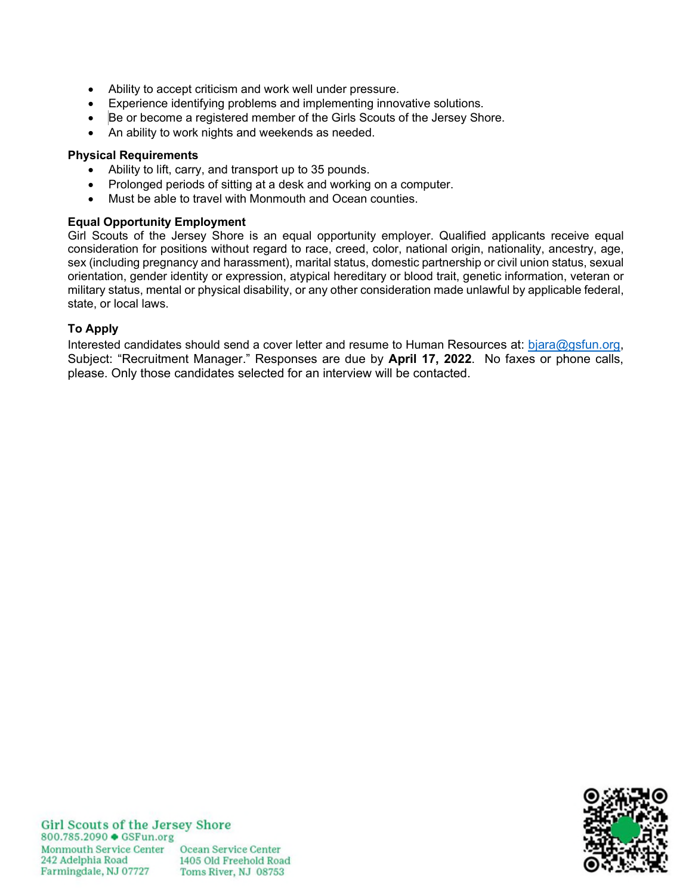- Ability to accept criticism and work well under pressure.
- Experience identifying problems and implementing innovative solutions.
- Be or become a registered member of the Girls Scouts of the Jersey Shore.
- An ability to work nights and weekends as needed.

**Physical Requirements**

- Ability to lift, carry, and transport up to 35 pounds.
- Prolonged periods of sitting at a desk and working on a computer.
- Must be able to travel with Monmouth and Ocean counties.

**Equal Opportunity Employment**

Girl Scouts of the Jersey Shore is an equal opportunity employer. Qualified applicants receive equal consideration for positions without regard to race, creed, color, national origin, nationality, ancestry, age, sex (including pregnancy and harassment), marital status, domestic partnership or civil union status, sexual orientation, gender identity or expression, atypical hereditary or blood trait, genetic information, veteran or military status, mental or physical disability, or any other consideration made unlawful by applicable federal, state, or local laws.

**To Apply**

Interested candidates should send a cover letter and resume to Human Resources at: bjara@gsfun.org, Subject: "Recruitment Manager." Responses are due by **April 17, 2022**. No faxes or phone calls, please. Only those candidates selected for an interview will be contacted.